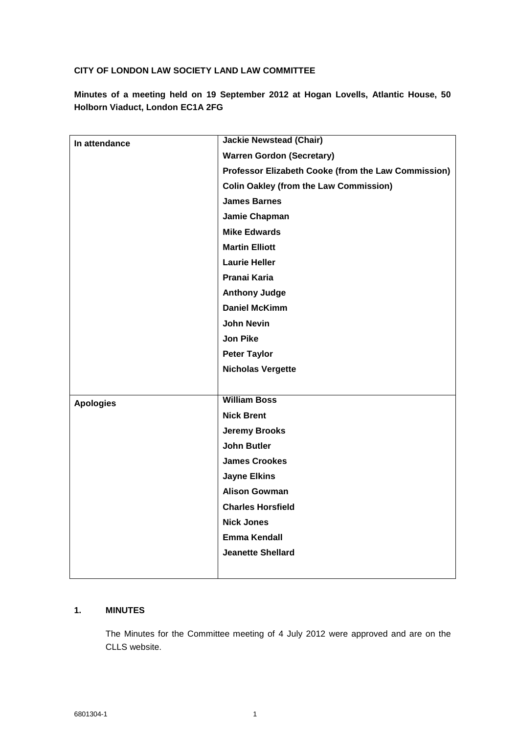**CITY OF LONDON LAW SOCIETY LAND LAW COMMITTEE**

**Minutes of a meeting held on 19 September 2012 at Hogan Lovells, Atlantic House, 50 Holborn Viaduct, London EC1A 2FG**

| | |
|---|---|
| **In attendance** | **Jackie Newstead (Chair)** |
| | **Warren Gordon (Secretary)** |
| | **Professor Elizabeth Cooke (from the Law Commission)** |
| | **Colin Oakley (from the Law Commission)** |
| | **James Barnes** |
| | **Jamie Chapman** |
| | **Mike Edwards** |
| | **Martin Elliott** |
| | **Laurie Heller** |
| | **Pranai Karia** |
| | **Anthony Judge** |
| | **Daniel McKimm** |
| | **John Nevin** |
| | **Jon Pike** |
| | **Peter Taylor** |
| | **Nicholas Vergette** |
| **Apologies** | **William Boss** |
| | **Nick Brent** |
| | **Jeremy Brooks** |
| | **John Butler** |
| | **James Crookes** |
| | **Jayne Elkins** |
| | **Alison Gowman** |
| | **Charles Horsfield** |
| | **Nick Jones** |
| | **Emma Kendall** |
| | **Jeanette Shellard** |

## 1. MINUTES

The Minutes for the Committee meeting of 4 July 2012 were approved and are on the CLLS website.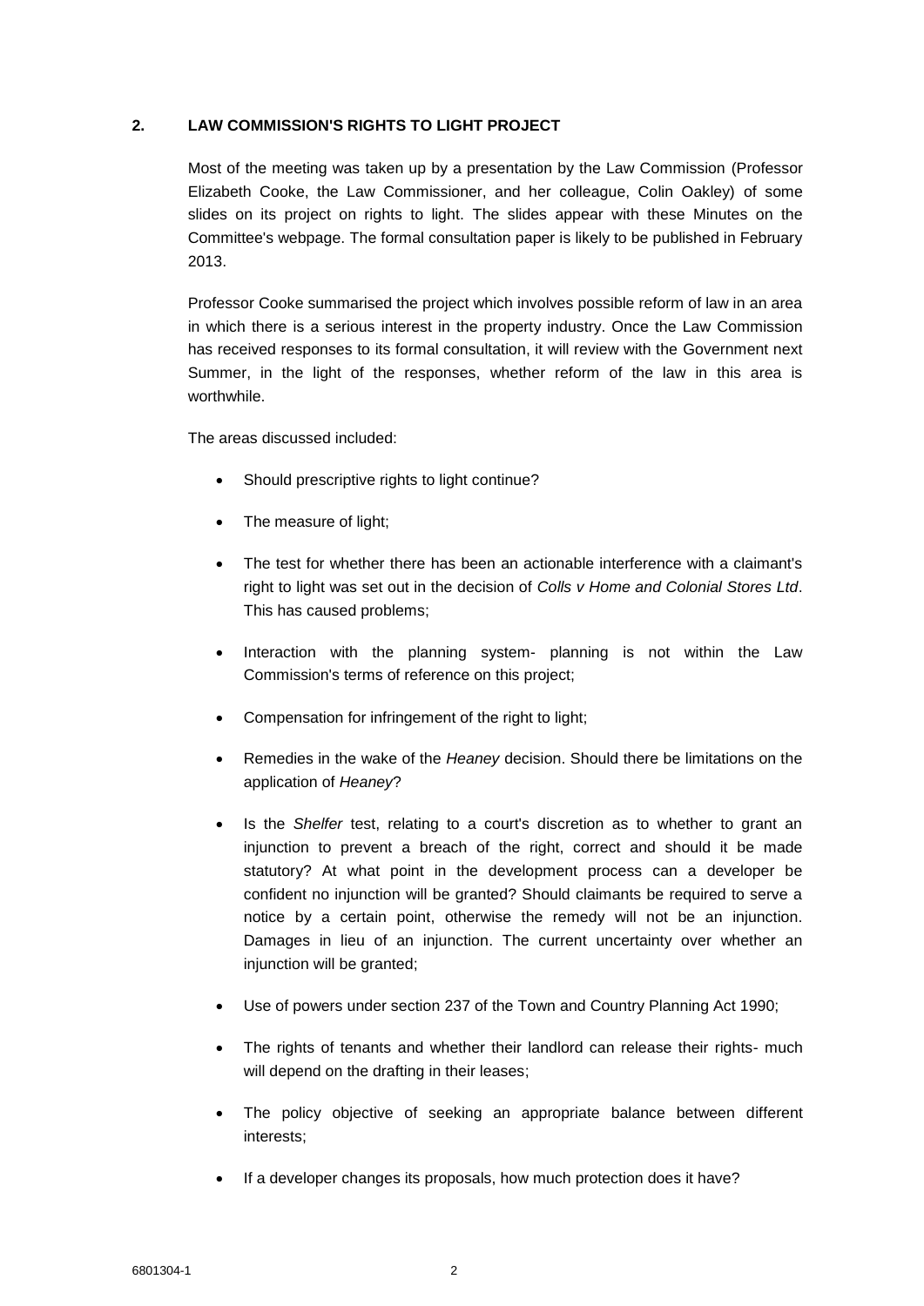## 2. LAW COMMISSION'S RIGHTS TO LIGHT PROJECT

Most of the meeting was taken up by a presentation by the Law Commission (Professor Elizabeth Cooke, the Law Commissioner, and her colleague, Colin Oakley) of some slides on its project on rights to light. The slides appear with these Minutes on the Committee's webpage. The formal consultation paper is likely to be published in February 2013.

Professor Cooke summarised the project which involves possible reform of law in an area in which there is a serious interest in the property industry. Once the Law Commission has received responses to its formal consultation, it will review with the Government next Summer, in the light of the responses, whether reform of the law in this area is worthwhile.

The areas discussed included:

- Should prescriptive rights to light continue?
- The measure of light;
- The test for whether there has been an actionable interference with a claimant's right to light was set out in the decision of *Colls v Home and Colonial Stores Ltd*. This has caused problems;
- Interaction with the planning system- planning is not within the Law Commission's terms of reference on this project;
- Compensation for infringement of the right to light;
- Remedies in the wake of the *Heaney* decision. Should there be limitations on the application of *Heaney*?
- Is the *Shelfer* test, relating to a court's discretion as to whether to grant an injunction to prevent a breach of the right, correct and should it be made statutory? At what point in the development process can a developer be confident no injunction will be granted? Should claimants be required to serve a notice by a certain point, otherwise the remedy will not be an injunction. Damages in lieu of an injunction. The current uncertainty over whether an injunction will be granted;
- Use of powers under section 237 of the Town and Country Planning Act 1990;
- The rights of tenants and whether their landlord can release their rights- much will depend on the drafting in their leases;
- The policy objective of seeking an appropriate balance between different interests;
- If a developer changes its proposals, how much protection does it have?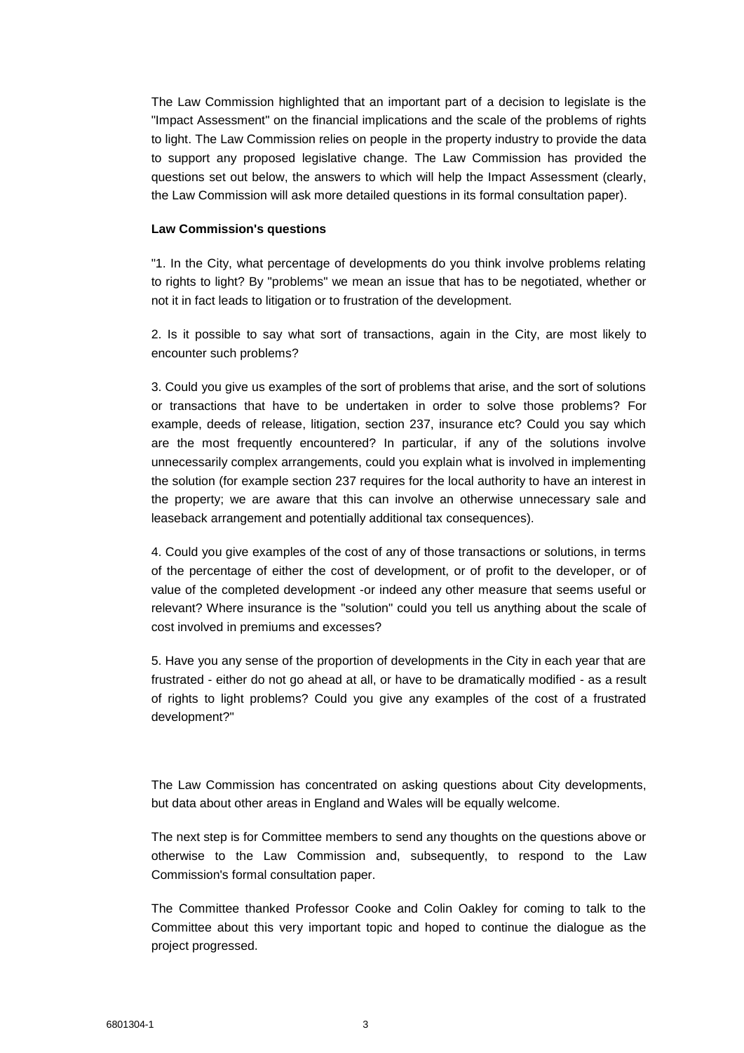The Law Commission highlighted that an important part of a decision to legislate is the "Impact Assessment" on the financial implications and the scale of the problems of rights to light. The Law Commission relies on people in the property industry to provide the data to support any proposed legislative change. The Law Commission has provided the questions set out below, the answers to which will help the Impact Assessment (clearly, the Law Commission will ask more detailed questions in its formal consultation paper).

**Law Commission's questions**

"1. In the City, what percentage of developments do you think involve problems relating to rights to light? By "problems" we mean an issue that has to be negotiated, whether or not it in fact leads to litigation or to frustration of the development.

2. Is it possible to say what sort of transactions, again in the City, are most likely to encounter such problems?

3. Could you give us examples of the sort of problems that arise, and the sort of solutions or transactions that have to be undertaken in order to solve those problems? For example, deeds of release, litigation, section 237, insurance etc? Could you say which are the most frequently encountered? In particular, if any of the solutions involve unnecessarily complex arrangements, could you explain what is involved in implementing the solution (for example section 237 requires for the local authority to have an interest in the property; we are aware that this can involve an otherwise unnecessary sale and leaseback arrangement and potentially additional tax consequences).

4. Could you give examples of the cost of any of those transactions or solutions, in terms of the percentage of either the cost of development, or of profit to the developer, or of value of the completed development -or indeed any other measure that seems useful or relevant? Where insurance is the "solution" could you tell us anything about the scale of cost involved in premiums and excesses?

5. Have you any sense of the proportion of developments in the City in each year that are frustrated - either do not go ahead at all, or have to be dramatically modified - as a result of rights to light problems? Could you give any examples of the cost of a frustrated development?"

The Law Commission has concentrated on asking questions about City developments, but data about other areas in England and Wales will be equally welcome.

The next step is for Committee members to send any thoughts on the questions above or otherwise to the Law Commission and, subsequently, to respond to the Law Commission's formal consultation paper.

The Committee thanked Professor Cooke and Colin Oakley for coming to talk to the Committee about this very important topic and hoped to continue the dialogue as the project progressed.

6801304-1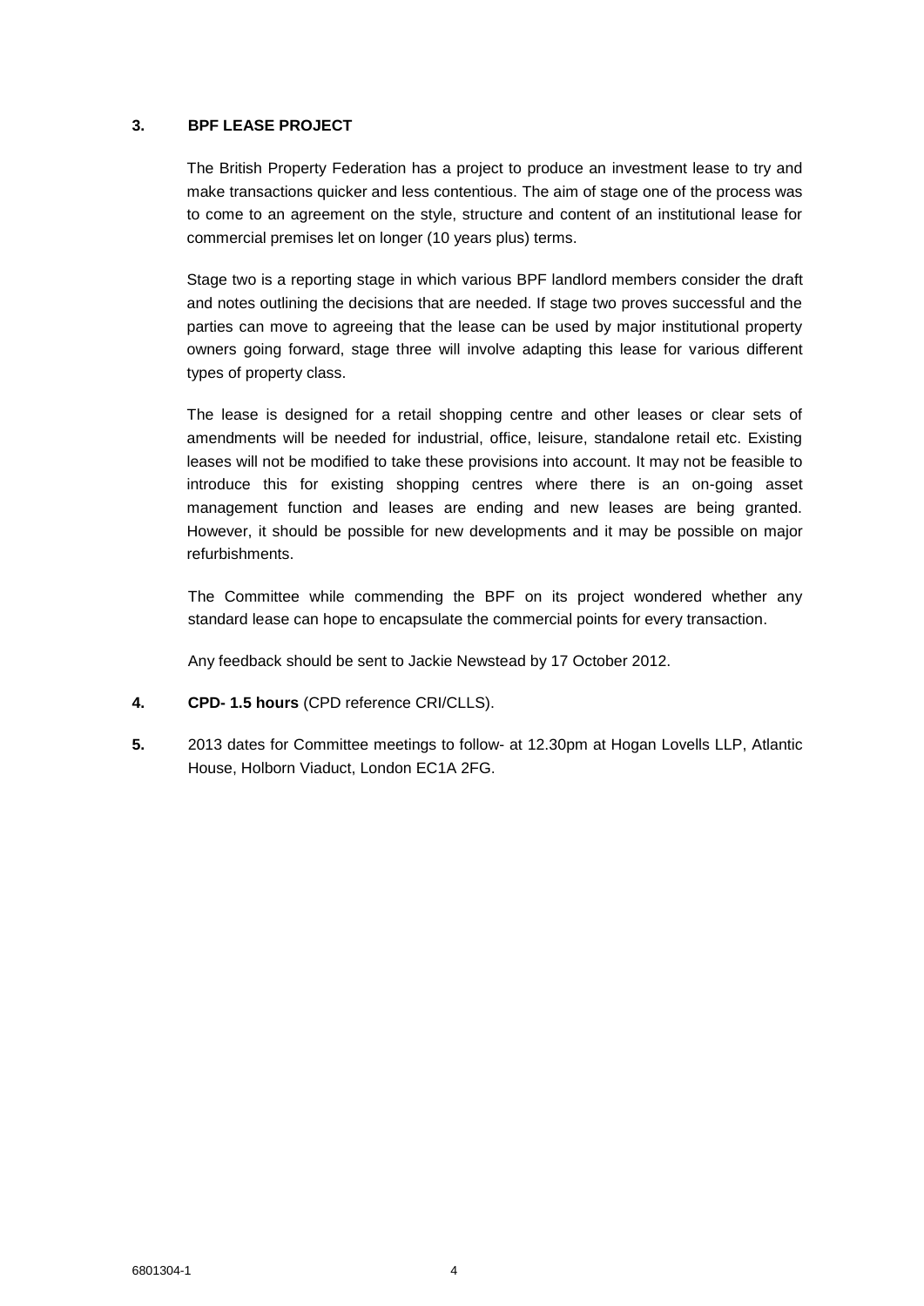**3. BPF LEASE PROJECT**

The British Property Federation has a project to produce an investment lease to try and make transactions quicker and less contentious. The aim of stage one of the process was to come to an agreement on the style, structure and content of an institutional lease for commercial premises let on longer (10 years plus) terms.

Stage two is a reporting stage in which various BPF landlord members consider the draft and notes outlining the decisions that are needed. If stage two proves successful and the parties can move to agreeing that the lease can be used by major institutional property owners going forward, stage three will involve adapting this lease for various different types of property class.

The lease is designed for a retail shopping centre and other leases or clear sets of amendments will be needed for industrial, office, leisure, standalone retail etc. Existing leases will not be modified to take these provisions into account. It may not be feasible to introduce this for existing shopping centres where there is an on-going asset management function and leases are ending and new leases are being granted. However, it should be possible for new developments and it may be possible on major refurbishments.

The Committee while commending the BPF on its project wondered whether any standard lease can hope to encapsulate the commercial points for every transaction.

Any feedback should be sent to Jackie Newstead by 17 October 2012.

**4. CPD- 1.5 hours** (CPD reference CRI/CLLS).

**5.** 2013 dates for Committee meetings to follow- at 12.30pm at Hogan Lovells LLP, Atlantic House, Holborn Viaduct, London EC1A 2FG.

6801304-1